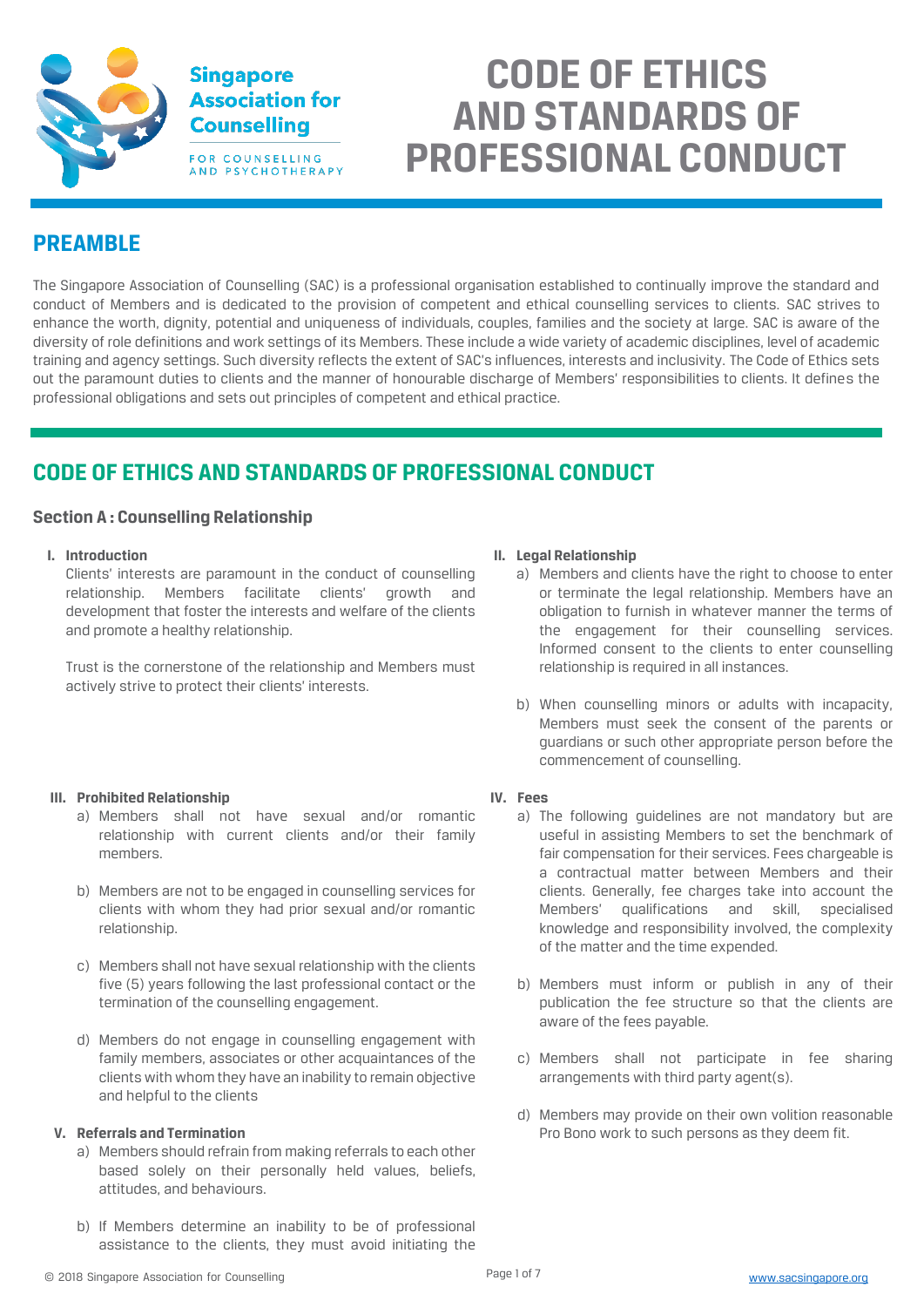Singapore Association for Counselling

FOR COUNSELLING AND PSYCHOTHERAPY

# CODE OF ETHICS AND STANDARDS OF PROFESSIONAL CONDUCT

## PREAMBLE

The Singapore Association of Counselling (SAC) is a professional organisation established to continually improve the standard and conduct of Members and is dedicated to the provision of competent and ethical counselling services to clients. SAC strives to enhance the worth, dignity, potential and uniqueness of individuals, couples, families and the society at large. SAC is aware of the diversity of role definitions and work settings of its Members. These include a wide variety of academic disciplines, level of academic training and agency settings. Such diversity reflects the extent of SAC's influences, interests and inclusivity. The Code of Ethics sets out the paramount duties to clients and the manner of honourable discharge of Members' responsibilities to clients. It defines the professional obligations and sets out principles of competent and ethical practice.

## CODE OF ETHICS AND STANDARDS OF PROFESSIONAL CONDUCT

### Section A : Counselling Relationship

**I. Introduction**

Clients' interests are paramount in the conduct of counselling relationship. Members facilitate clients' growth and development that foster the interests and welfare of the clients and promote a healthy relationship.

Trust is the cornerstone of the relationship and Members must actively strive to protect their clients' interests.

**II. Legal Relationship**

a) Members and clients have the right to choose to enter or terminate the legal relationship. Members have an obligation to furnish in whatever manner the terms of the engagement for their counselling services. Informed consent to the clients to enter counselling relationship is required in all instances.

b) When counselling minors or adults with incapacity, Members must seek the consent of the parents or guardians or such other appropriate person before the commencement of counselling.

**III. Prohibited Relationship**

a) Members shall not have sexual and/or romantic relationship with current clients and/or their family members.

b) Members are not to be engaged in counselling services for clients with whom they had prior sexual and/or romantic relationship.

c) Members shall not have sexual relationship with the clients five (5) years following the last professional contact or the termination of the counselling engagement.

d) Members do not engage in counselling engagement with family members, associates or other acquaintances of the clients with whom they have an inability to remain objective and helpful to the clients

**IV. Fees**

a) The following guidelines are not mandatory but are useful in assisting Members to set the benchmark of fair compensation for their services. Fees chargeable is a contractual matter between Members and their clients. Generally, fee charges take into account the Members' qualifications and skill, specialised knowledge and responsibility involved, the complexity of the matter and the time expended.

b) Members must inform or publish in any of their publication the fee structure so that the clients are aware of the fees payable.

c) Members shall not participate in fee sharing arrangements with third party agent(s).

d) Members may provide on their own volition reasonable Pro Bono work to such persons as they deem fit.

**V. Referrals and Termination**

a) Members should refrain from making referrals to each other based solely on their personally held values, beliefs, attitudes, and behaviours.

b) If Members determine an inability to be of professional assistance to the clients, they must avoid initiating the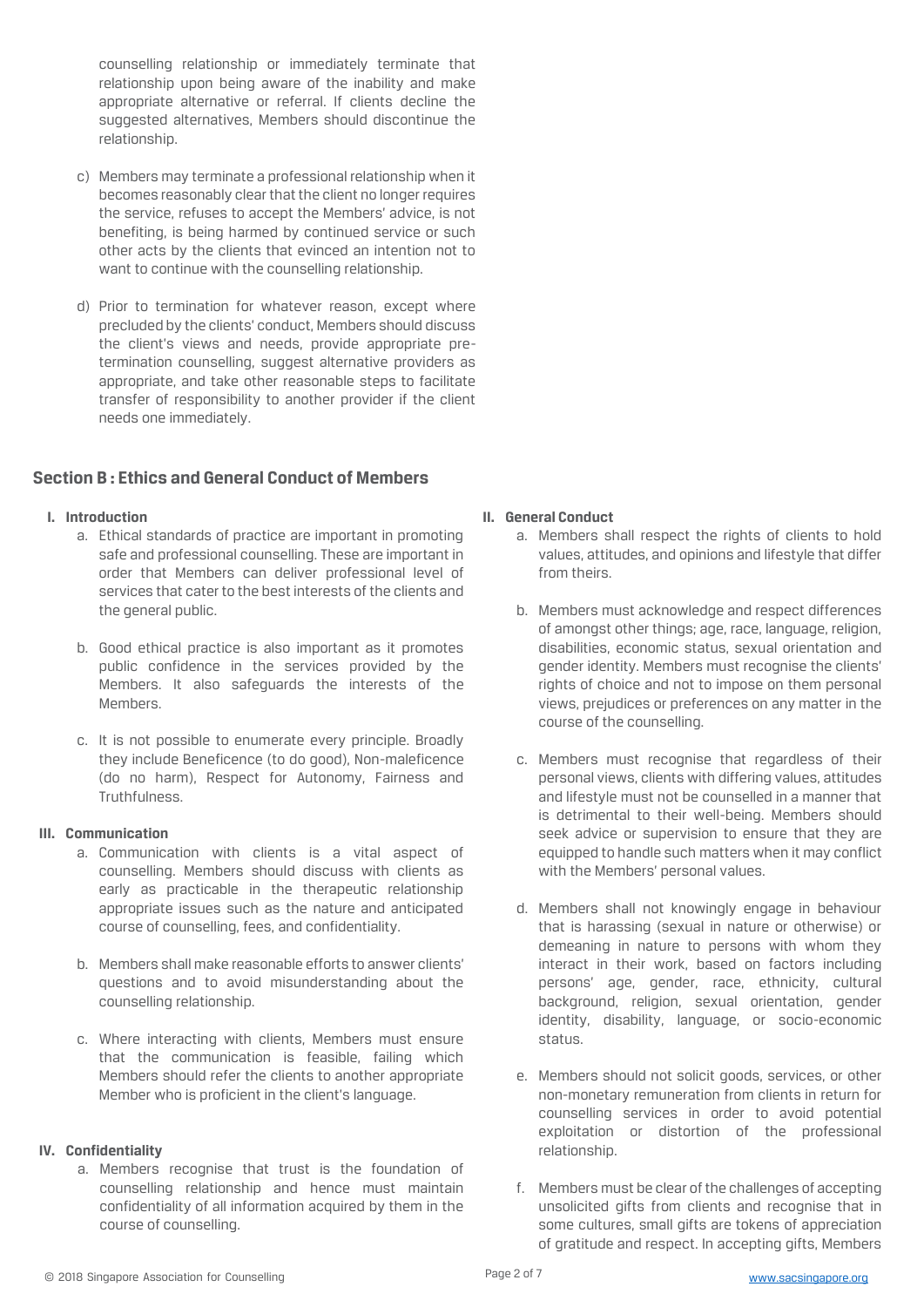counselling relationship or immediately terminate that relationship upon being aware of the inability and make appropriate alternative or referral. If clients decline the suggested alternatives, Members should discontinue the relationship.

c) Members may terminate a professional relationship when it becomes reasonably clear that the client no longer requires the service, refuses to accept the Members' advice, is not benefiting, is being harmed by continued service or such other acts by the clients that evinced an intention not to want to continue with the counselling relationship.

d) Prior to termination for whatever reason, except where precluded by the clients' conduct, Members should discuss the client's views and needs, provide appropriate pre-termination counselling, suggest alternative providers as appropriate, and take other reasonable steps to facilitate transfer of responsibility to another provider if the client needs one immediately.

## Section B : Ethics and General Conduct of Members

### I. Introduction

a. Ethical standards of practice are important in promoting safe and professional counselling. These are important in order that Members can deliver professional level of services that cater to the best interests of the clients and the general public.

b. Good ethical practice is also important as it promotes public confidence in the services provided by the Members. It also safeguards the interests of the Members.

c. It is not possible to enumerate every principle. Broadly they include Beneficence (to do good), Non-maleficence (do no harm), Respect for Autonomy, Fairness and Truthfulness.

### II. General Conduct

a. Members shall respect the rights of clients to hold values, attitudes, and opinions and lifestyle that differ from theirs.

b. Members must acknowledge and respect differences of amongst other things; age, race, language, religion, disabilities, economic status, sexual orientation and gender identity. Members must recognise the clients' rights of choice and not to impose on them personal views, prejudices or preferences on any matter in the course of the counselling.

c. Members must recognise that regardless of their personal views, clients with differing values, attitudes and lifestyle must not be counselled in a manner that is detrimental to their well-being. Members should seek advice or supervision to ensure that they are equipped to handle such matters when it may conflict with the Members' personal values.

d. Members shall not knowingly engage in behaviour that is harassing (sexual in nature or otherwise) or demeaning in nature to persons with whom they interact in their work, based on factors including persons' age, gender, race, ethnicity, cultural background, religion, sexual orientation, gender identity, disability, language, or socio-economic status.

e. Members should not solicit goods, services, or other non-monetary remuneration from clients in return for counselling services in order to avoid potential exploitation or distortion of the professional relationship.

f. Members must be clear of the challenges of accepting unsolicited gifts from clients and recognise that in some cultures, small gifts are tokens of appreciation of gratitude and respect. In accepting gifts, Members

### III. Communication

a. Communication with clients is a vital aspect of counselling. Members should discuss with clients as early as practicable in the therapeutic relationship appropriate issues such as the nature and anticipated course of counselling, fees, and confidentiality.

b. Members shall make reasonable efforts to answer clients' questions and to avoid misunderstanding about the counselling relationship.

c. Where interacting with clients, Members must ensure that the communication is feasible, failing which Members should refer the clients to another appropriate Member who is proficient in the client's language.

### IV. Confidentiality

a. Members recognise that trust is the foundation of counselling relationship and hence must maintain confidentiality of all information acquired by them in the course of counselling.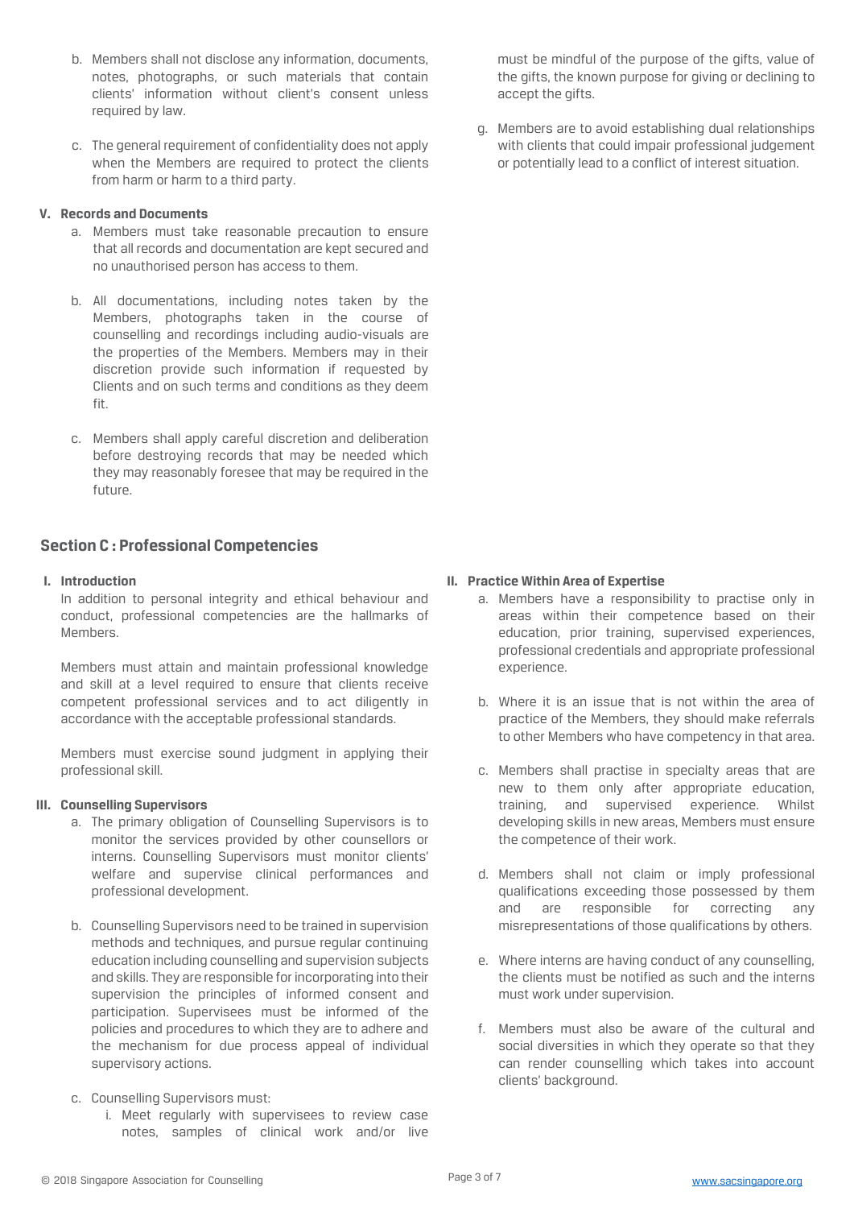b. Members shall not disclose any information, documents, notes, photographs, or such materials that contain clients' information without client's consent unless required by law.

c. The general requirement of confidentiality does not apply when the Members are required to protect the clients from harm or harm to a third party.

**V. Records and Documents**

a. Members must take reasonable precaution to ensure that all records and documentation are kept secured and no unauthorised person has access to them.

b. All documentations, including notes taken by the Members, photographs taken in the course of counselling and recordings including audio-visuals are the properties of the Members. Members may in their discretion provide such information if requested by Clients and on such terms and conditions as they deem fit.

c. Members shall apply careful discretion and deliberation before destroying records that may be needed which they may reasonably foresee that may be required in the future.

must be mindful of the purpose of the gifts, value of the gifts, the known purpose for giving or declining to accept the gifts.

g. Members are to avoid establishing dual relationships with clients that could impair professional judgement or potentially lead to a conflict of interest situation.

## Section C : Professional Competencies

**I. Introduction**

In addition to personal integrity and ethical behaviour and conduct, professional competencies are the hallmarks of Members.

Members must attain and maintain professional knowledge and skill at a level required to ensure that clients receive competent professional services and to act diligently in accordance with the acceptable professional standards.

Members must exercise sound judgment in applying their professional skill.

**II. Practice Within Area of Expertise**

a. Members have a responsibility to practise only in areas within their competence based on their education, prior training, supervised experiences, professional credentials and appropriate professional experience.

b. Where it is an issue that is not within the area of practice of the Members, they should make referrals to other Members who have competency in that area.

c. Members shall practise in specialty areas that are new to them only after appropriate education, training, and supervised experience. Whilst developing skills in new areas, Members must ensure the competence of their work.

d. Members shall not claim or imply professional qualifications exceeding those possessed by them and are responsible for correcting any misrepresentations of those qualifications by others.

e. Where interns are having conduct of any counselling, the clients must be notified as such and the interns must work under supervision.

f. Members must also be aware of the cultural and social diversities in which they operate so that they can render counselling which takes into account clients' background.

**III. Counselling Supervisors**

a. The primary obligation of Counselling Supervisors is to monitor the services provided by other counsellors or interns. Counselling Supervisors must monitor clients' welfare and supervise clinical performances and professional development.

b. Counselling Supervisors need to be trained in supervision methods and techniques, and pursue regular continuing education including counselling and supervision subjects and skills. They are responsible for incorporating into their supervision the principles of informed consent and participation. Supervisees must be informed of the policies and procedures to which they are to adhere and the mechanism for due process appeal of individual supervisory actions.

c. Counselling Supervisors must:

i. Meet regularly with supervisees to review case notes, samples of clinical work and/or live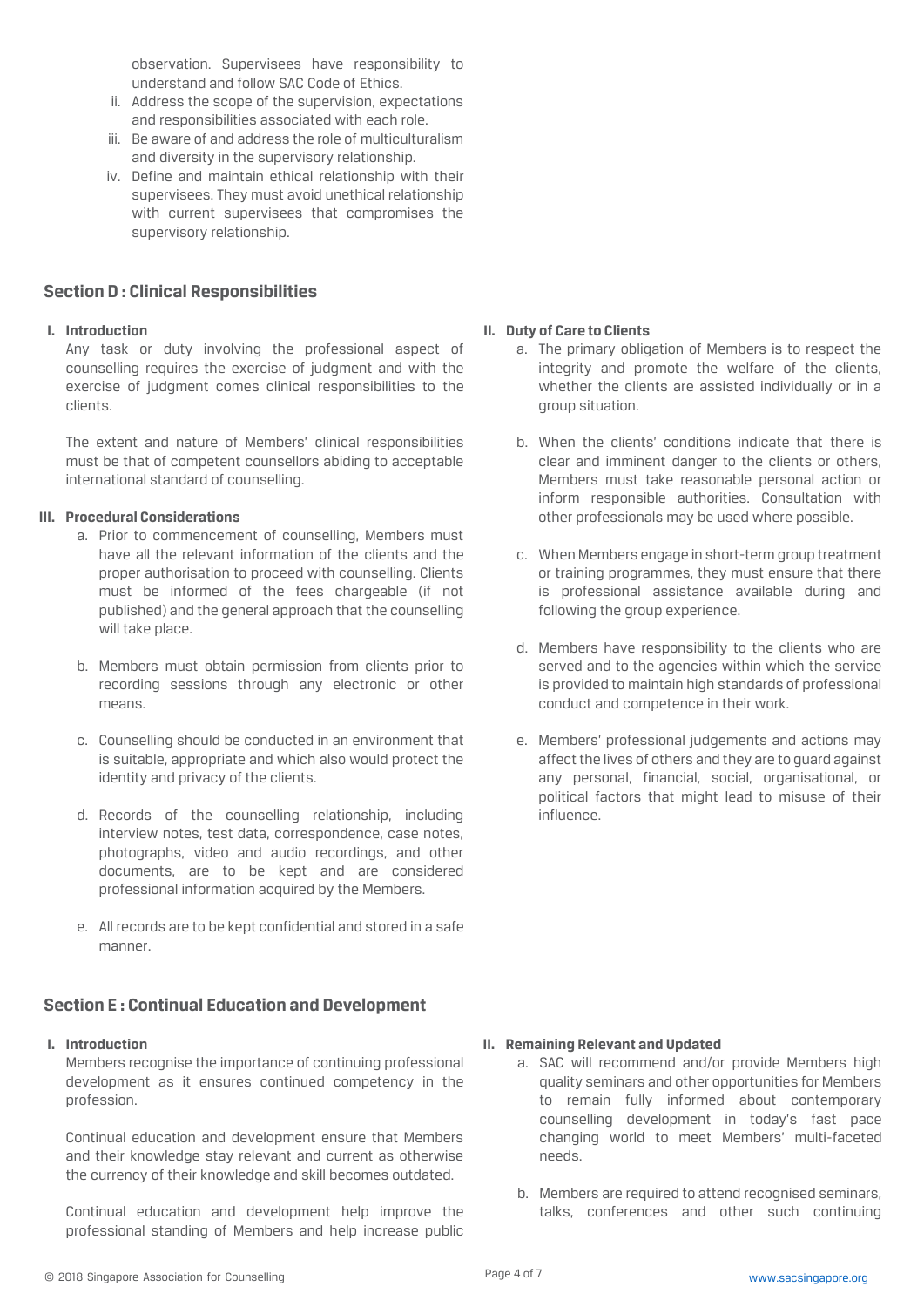observation. Supervisees have responsibility to understand and follow SAC Code of Ethics.

ii. Address the scope of the supervision, expectations and responsibilities associated with each role.

iii. Be aware of and address the role of multiculturalism and diversity in the supervisory relationship.

iv. Define and maintain ethical relationship with their supervisees. They must avoid unethical relationship with current supervisees that compromises the supervisory relationship.

## Section D : Clinical Responsibilities

### I. Introduction

Any task or duty involving the professional aspect of counselling requires the exercise of judgment and with the exercise of judgment comes clinical responsibilities to the clients.

The extent and nature of Members' clinical responsibilities must be that of competent counsellors abiding to acceptable international standard of counselling.

### II. Duty of Care to Clients

a. The primary obligation of Members is to respect the integrity and promote the welfare of the clients, whether the clients are assisted individually or in a group situation.

b. When the clients' conditions indicate that there is clear and imminent danger to the clients or others, Members must take reasonable personal action or inform responsible authorities. Consultation with other professionals may be used where possible.

c. When Members engage in short-term group treatment or training programmes, they must ensure that there is professional assistance available during and following the group experience.

d. Members have responsibility to the clients who are served and to the agencies within which the service is provided to maintain high standards of professional conduct and competence in their work.

e. Members' professional judgements and actions may affect the lives of others and they are to guard against any personal, financial, social, organisational, or political factors that might lead to misuse of their influence.

### III. Procedural Considerations

a. Prior to commencement of counselling, Members must have all the relevant information of the clients and the proper authorisation to proceed with counselling. Clients must be informed of the fees chargeable (if not published) and the general approach that the counselling will take place.

b. Members must obtain permission from clients prior to recording sessions through any electronic or other means.

c. Counselling should be conducted in an environment that is suitable, appropriate and which also would protect the identity and privacy of the clients.

d. Records of the counselling relationship, including interview notes, test data, correspondence, case notes, photographs, video and audio recordings, and other documents, are to be kept and are considered professional information acquired by the Members.

e. All records are to be kept confidential and stored in a safe manner.

## Section E : Continual Education and Development

### I. Introduction

Members recognise the importance of continuing professional development as it ensures continued competency in the profession.

Continual education and development ensure that Members and their knowledge stay relevant and current as otherwise the currency of their knowledge and skill becomes outdated.

Continual education and development help improve the professional standing of Members and help increase public

### II. Remaining Relevant and Updated

a. SAC will recommend and/or provide Members high quality seminars and other opportunities for Members to remain fully informed about contemporary counselling development in today's fast pace changing world to meet Members' multi-faceted needs.

b. Members are required to attend recognised seminars, talks, conferences and other such continuing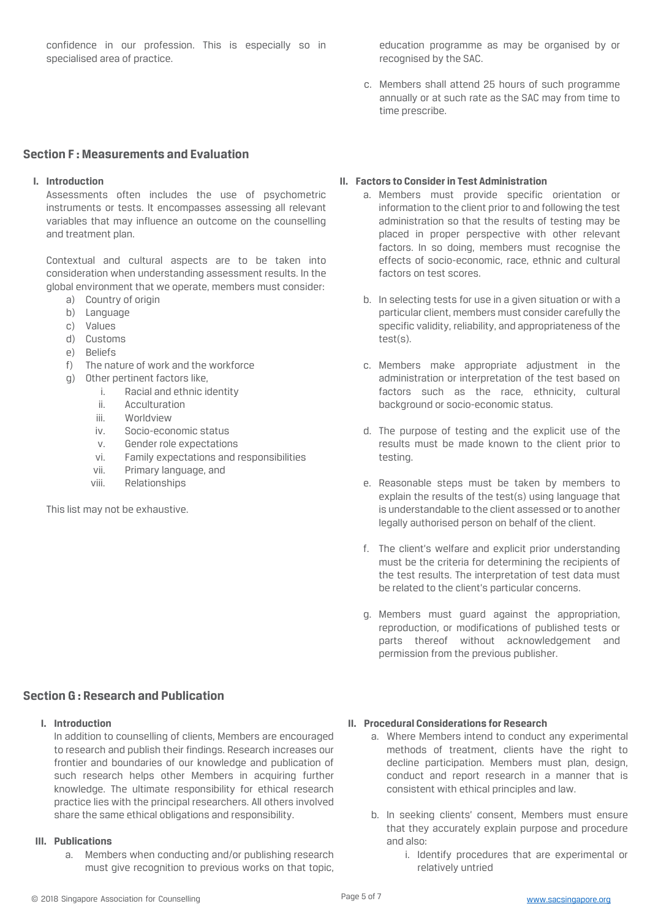confidence in our profession. This is especially so in specialised area of practice.

education programme as may be organised by or recognised by the SAC.

c. Members shall attend 25 hours of such programme annually or at such rate as the SAC may from time to time prescribe.

## Section F : Measurements and Evaluation

### I. Introduction

Assessments often includes the use of psychometric instruments or tests. It encompasses assessing all relevant variables that may influence an outcome on the counselling and treatment plan.

Contextual and cultural aspects are to be taken into consideration when understanding assessment results. In the global environment that we operate, members must consider:

a) Country of origin
b) Language
c) Values
d) Customs
e) Beliefs
f) The nature of work and the workforce
g) Other pertinent factors like,
   i. Racial and ethnic identity
   ii. Acculturation
   iii. Worldview
   iv. Socio-economic status
   v. Gender role expectations
   vi. Family expectations and responsibilities
   vii. Primary language, and
   viii. Relationships

This list may not be exhaustive.

### II. Factors to Consider in Test Administration

a. Members must provide specific orientation or information to the client prior to and following the test administration so that the results of testing may be placed in proper perspective with other relevant factors. In so doing, members must recognise the effects of socio-economic, race, ethnic and cultural factors on test scores.

b. In selecting tests for use in a given situation or with a particular client, members must consider carefully the specific validity, reliability, and appropriateness of the test(s).

c. Members make appropriate adjustment in the administration or interpretation of the test based on factors such as the race, ethnicity, cultural background or socio-economic status.

d. The purpose of testing and the explicit use of the results must be made known to the client prior to testing.

e. Reasonable steps must be taken by members to explain the results of the test(s) using language that is understandable to the client assessed or to another legally authorised person on behalf of the client.

f. The client's welfare and explicit prior understanding must be the criteria for determining the recipients of the test results. The interpretation of test data must be related to the client's particular concerns.

g. Members must guard against the appropriation, reproduction, or modifications of published tests or parts thereof without acknowledgement and permission from the previous publisher.

## Section G : Research and Publication

### I. Introduction

In addition to counselling of clients, Members are encouraged to research and publish their findings. Research increases our frontier and boundaries of our knowledge and publication of such research helps other Members in acquiring further knowledge. The ultimate responsibility for ethical research practice lies with the principal researchers. All others involved share the same ethical obligations and responsibility.

### III. Publications

a. Members when conducting and/or publishing research must give recognition to previous works on that topic,

### II. Procedural Considerations for Research

a. Where Members intend to conduct any experimental methods of treatment, clients have the right to decline participation. Members must plan, design, conduct and report research in a manner that is consistent with ethical principles and law.

b. In seeking clients' consent, Members must ensure that they accurately explain purpose and procedure and also:
   i. Identify procedures that are experimental or relatively untried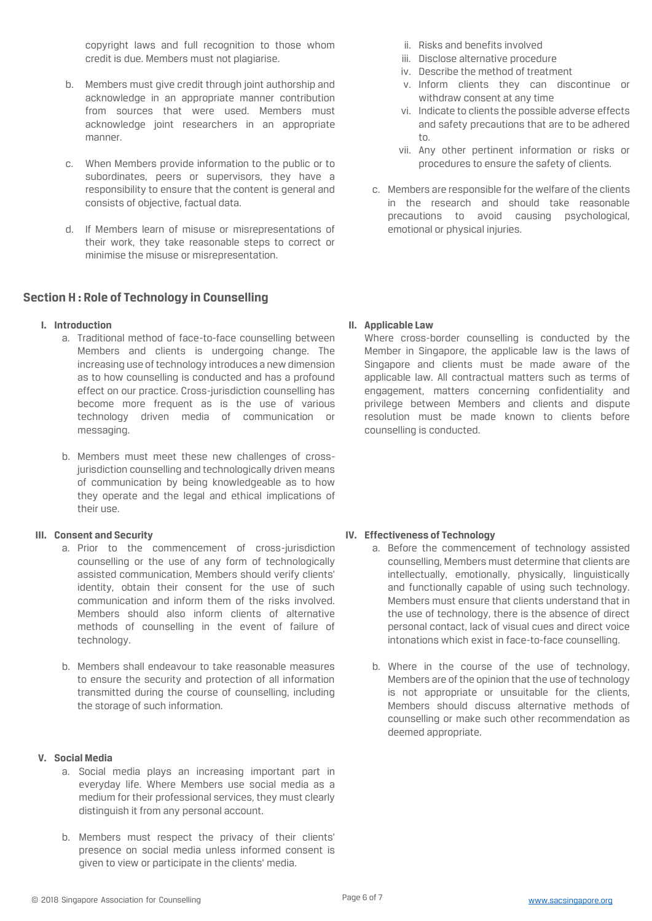copyright laws and full recognition to those whom credit is due. Members must not plagiarise.

b. Members must give credit through joint authorship and acknowledge in an appropriate manner contribution from sources that were used. Members must acknowledge joint researchers in an appropriate manner.

c. When Members provide information to the public or to subordinates, peers or supervisors, they have a responsibility to ensure that the content is general and consists of objective, factual data.

d. If Members learn of misuse or misrepresentations of their work, they take reasonable steps to correct or minimise the misuse or misrepresentation.

ii. Risks and benefits involved
iii. Disclose alternative procedure
iv. Describe the method of treatment
v. Inform clients they can discontinue or withdraw consent at any time
vi. Indicate to clients the possible adverse effects and safety precautions that are to be adhered to.
vii. Any other pertinent information or risks or procedures to ensure the safety of clients.

c. Members are responsible for the welfare of the clients in the research and should take reasonable precautions to avoid causing psychological, emotional or physical injuries.

## Section H : Role of Technology in Counselling

### I. Introduction

a. Traditional method of face-to-face counselling between Members and clients is undergoing change. The increasing use of technology introduces a new dimension as to how counselling is conducted and has a profound effect on our practice. Cross-jurisdiction counselling has become more frequent as is the use of various technology driven media of communication or messaging.

b. Members must meet these new challenges of cross-jurisdiction counselling and technologically driven means of communication by being knowledgeable as to how they operate and the legal and ethical implications of their use.

### II. Applicable Law

Where cross-border counselling is conducted by the Member in Singapore, the applicable law is the laws of Singapore and clients must be made aware of the applicable law. All contractual matters such as terms of engagement, matters concerning confidentiality and privilege between Members and clients and dispute resolution must be made known to clients before counselling is conducted.

### III. Consent and Security

a. Prior to the commencement of cross-jurisdiction counselling or the use of any form of technologically assisted communication, Members should verify clients' identity, obtain their consent for the use of such communication and inform them of the risks involved. Members should also inform clients of alternative methods of counselling in the event of failure of technology.

b. Members shall endeavour to take reasonable measures to ensure the security and protection of all information transmitted during the course of counselling, including the storage of such information.

### IV. Effectiveness of Technology

a. Before the commencement of technology assisted counselling, Members must determine that clients are intellectually, emotionally, physically, linguistically and functionally capable of using such technology. Members must ensure that clients understand that in the use of technology, there is the absence of direct personal contact, lack of visual cues and direct voice intonations which exist in face-to-face counselling.

b. Where in the course of the use of technology, Members are of the opinion that the use of technology is not appropriate or unsuitable for the clients, Members should discuss alternative methods of counselling or make such other recommendation as deemed appropriate.

### V. Social Media

a. Social media plays an increasing important part in everyday life. Where Members use social media as a medium for their professional services, they must clearly distinguish it from any personal account.

b. Members must respect the privacy of their clients' presence on social media unless informed consent is given to view or participate in the clients' media.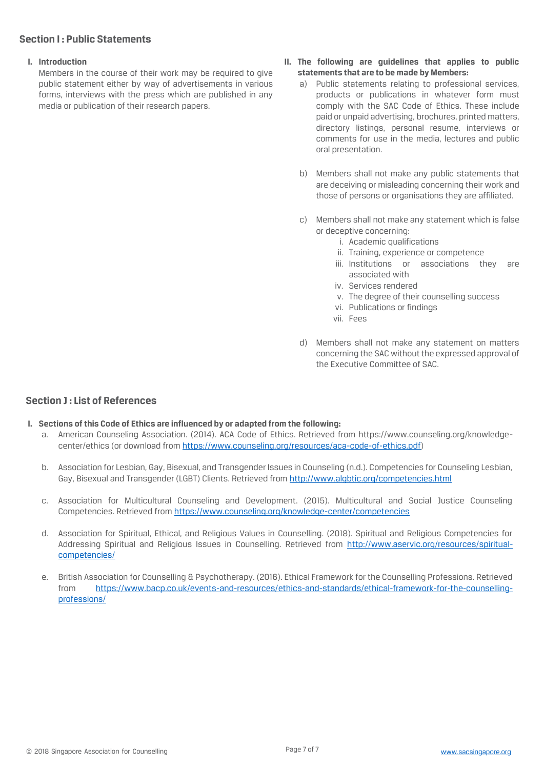## Section I : Public Statements

**I. Introduction**

Members in the course of their work may be required to give public statement either by way of advertisements in various forms, interviews with the press which are published in any media or publication of their research papers.

**II. The following are guidelines that applies to public statements that are to be made by Members:**

a) Public statements relating to professional services, products or publications in whatever form must comply with the SAC Code of Ethics. These include paid or unpaid advertising, brochures, printed matters, directory listings, personal resume, interviews or comments for use in the media, lectures and public oral presentation.

b) Members shall not make any public statements that are deceiving or misleading concerning their work and those of persons or organisations they are affiliated.

c) Members shall not make any statement which is false or deceptive concerning:

i. Academic qualifications
ii. Training, experience or competence
iii. Institutions or associations they are associated with
iv. Services rendered
v. The degree of their counselling success
vi. Publications or findings
vii. Fees

d) Members shall not make any statement on matters concerning the SAC without the expressed approval of the Executive Committee of SAC.

## Section J : List of References

**I. Sections of this Code of Ethics are influenced by or adapted from the following:**

a. American Counseling Association. (2014). ACA Code of Ethics. Retrieved from https://www.counseling.org/knowledge-center/ethics (or download from https://www.counseling.org/resources/aca-code-of-ethics.pdf)

b. Association for Lesbian, Gay, Bisexual, and Transgender Issues in Counseling (n.d.). Competencies for Counseling Lesbian, Gay, Bisexual and Transgender (LGBT) Clients. Retrieved from http://www.algbtic.org/competencies.html

c. Association for Multicultural Counseling and Development. (2015). Multicultural and Social Justice Counseling Competencies. Retrieved from https://www.counseling.org/knowledge-center/competencies

d. Association for Spiritual, Ethical, and Religious Values in Counselling. (2018). Spiritual and Religious Competencies for Addressing Spiritual and Religious Issues in Counselling. Retrieved from http://www.aservic.org/resources/spiritual-competencies/

e. British Association for Counselling & Psychotherapy. (2016). Ethical Framework for the Counselling Professions. Retrieved from https://www.bacp.co.uk/events-and-resources/ethics-and-standards/ethical-framework-for-the-counselling-professions/